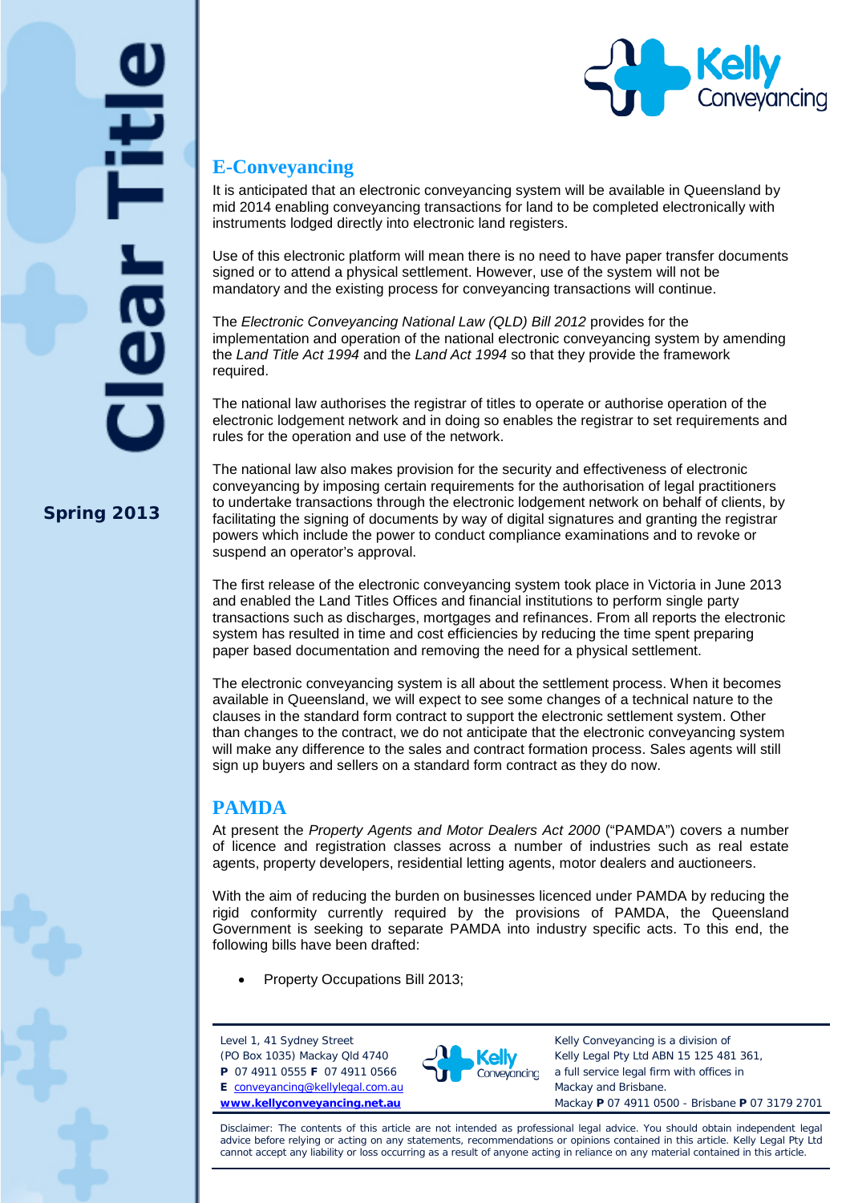# Clear Title

**Spring 2013**

## E-Conveyancing

It is anticipated that an electronic conveyancing system will be available in Queensland by mid 2014 enabling conveyancing transactions for land to be completed electronically with instruments lodged directly into electronic land registers.

Use of this electronic platform will mean there is no need to have paper transfer documents signed or to attend a physical settlement. However, use of the system will not be mandatory and the existing process for conveyancing transactions will continue.

The *Electronic Conveyancing National Law (QLD) Bill 2012* provides for the implementation and operation of the national electronic conveyancing system by amending the *Land Title Act 1994* and the *Land Act 1994* so that they provide the framework required.

The national law authorises the registrar of titles to operate or authorise operation of the electronic lodgement network and in doing so enables the registrar to set requirements and rules for the operation and use of the network.

The national law also makes provision for the security and effectiveness of electronic conveyancing by imposing certain requirements for the authorisation of legal practitioners to undertake transactions through the electronic lodgement network on behalf of clients, by facilitating the signing of documents by way of digital signatures and granting the registrar powers which include the power to conduct compliance examinations and to revoke or suspend an operator's approval.

The first release of the electronic conveyancing system took place in Victoria in June 2013 and enabled the Land Titles Offices and financial institutions to perform single party transactions such as discharges, mortgages and refinances. From all reports the electronic system has resulted in time and cost efficiencies by reducing the time spent preparing paper based documentation and removing the need for a physical settlement.

The electronic conveyancing system is all about the settlement process. When it becomes available in Queensland, we will expect to see some changes of a technical nature to the clauses in the standard form contract to support the electronic settlement system. Other than changes to the contract, we do not anticipate that the electronic conveyancing system will make any difference to the sales and contract formation process. Sales agents will still sign up buyers and sellers on a standard form contract as they do now.

## PAMDA

At present the *Property Agents and Motor Dealers Act 2000* ("PAMDA") covers a number of licence and registration classes across a number of industries such as real estate agents, property developers, residential letting agents, motor dealers and auctioneers.

With the aim of reducing the burden on businesses licenced under PAMDA by reducing the rigid conformity currently required by the provisions of PAMDA, the Queensland Government is seeking to separate PAMDA into industry specific acts. To this end, the following bills have been drafted:

- Property Occupations Bill 2013;

Level 1, 41 Sydney Street
(PO Box 1035) Mackay Qld 4740
**P** 07 4911 0555 **F** 07 4911 0566
**E** conveyancing@kellylegal.com.au
**www.kellyconveyancing.net.au**

Kelly Conveyancing is a division of Kelly Legal Pty Ltd ABN 15 125 481 361, a full service legal firm with offices in Mackay and Brisbane.
Mackay **P** 07 4911 0500 - Brisbane **P** 07 3179 2701

Disclaimer: The contents of this article are not intended as professional legal advice. You should obtain independent legal advice before relying or acting on any statements, recommendations or opinions contained in this article. Kelly Legal Pty Ltd cannot accept any liability or loss occurring as a result of anyone acting in reliance on any material contained in this article.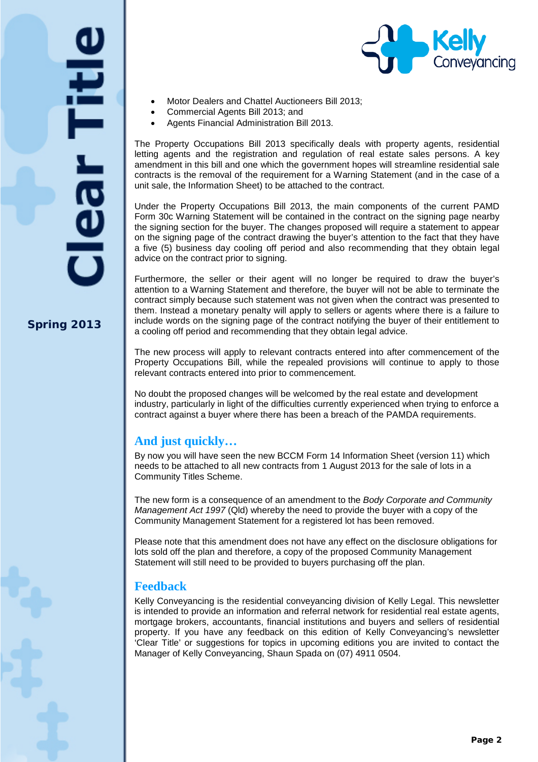- Motor Dealers and Chattel Auctioneers Bill 2013;
- Commercial Agents Bill 2013; and
- Agents Financial Administration Bill 2013.

The Property Occupations Bill 2013 specifically deals with property agents, residential letting agents and the registration and regulation of real estate sales persons. A key amendment in this bill and one which the government hopes will streamline residential sale contracts is the removal of the requirement for a Warning Statement (and in the case of a unit sale, the Information Sheet) to be attached to the contract.

Under the Property Occupations Bill 2013, the main components of the current PAMD Form 30c Warning Statement will be contained in the contract on the signing page nearby the signing section for the buyer. The changes proposed will require a statement to appear on the signing page of the contract drawing the buyer's attention to the fact that they have a five (5) business day cooling off period and also recommending that they obtain legal advice on the contract prior to signing.

Furthermore, the seller or their agent will no longer be required to draw the buyer's attention to a Warning Statement and therefore, the buyer will not be able to terminate the contract simply because such statement was not given when the contract was presented to them. Instead a monetary penalty will apply to sellers or agents where there is a failure to include words on the signing page of the contract notifying the buyer of their entitlement to a cooling off period and recommending that they obtain legal advice.

The new process will apply to relevant contracts entered into after commencement of the Property Occupations Bill, while the repealed provisions will continue to apply to those relevant contracts entered into prior to commencement.

No doubt the proposed changes will be welcomed by the real estate and development industry, particularly in light of the difficulties currently experienced when trying to enforce a contract against a buyer where there has been a breach of the PAMDA requirements.

## And just quickly…

By now you will have seen the new BCCM Form 14 Information Sheet (version 11) which needs to be attached to all new contracts from 1 August 2013 for the sale of lots in a Community Titles Scheme.

The new form is a consequence of an amendment to the *Body Corporate and Community Management Act 1997* (Qld) whereby the need to provide the buyer with a copy of the Community Management Statement for a registered lot has been removed.

Please note that this amendment does not have any effect on the disclosure obligations for lots sold off the plan and therefore, a copy of the proposed Community Management Statement will still need to be provided to buyers purchasing off the plan.

## Feedback

Kelly Conveyancing is the residential conveyancing division of Kelly Legal. This newsletter is intended to provide an information and referral network for residential real estate agents, mortgage brokers, accountants, financial institutions and buyers and sellers of residential property. If you have any feedback on this edition of Kelly Conveyancing's newsletter 'Clear Title' or suggestions for topics in upcoming editions you are invited to contact the Manager of Kelly Conveyancing, Shaun Spada on (07) 4911 0504.